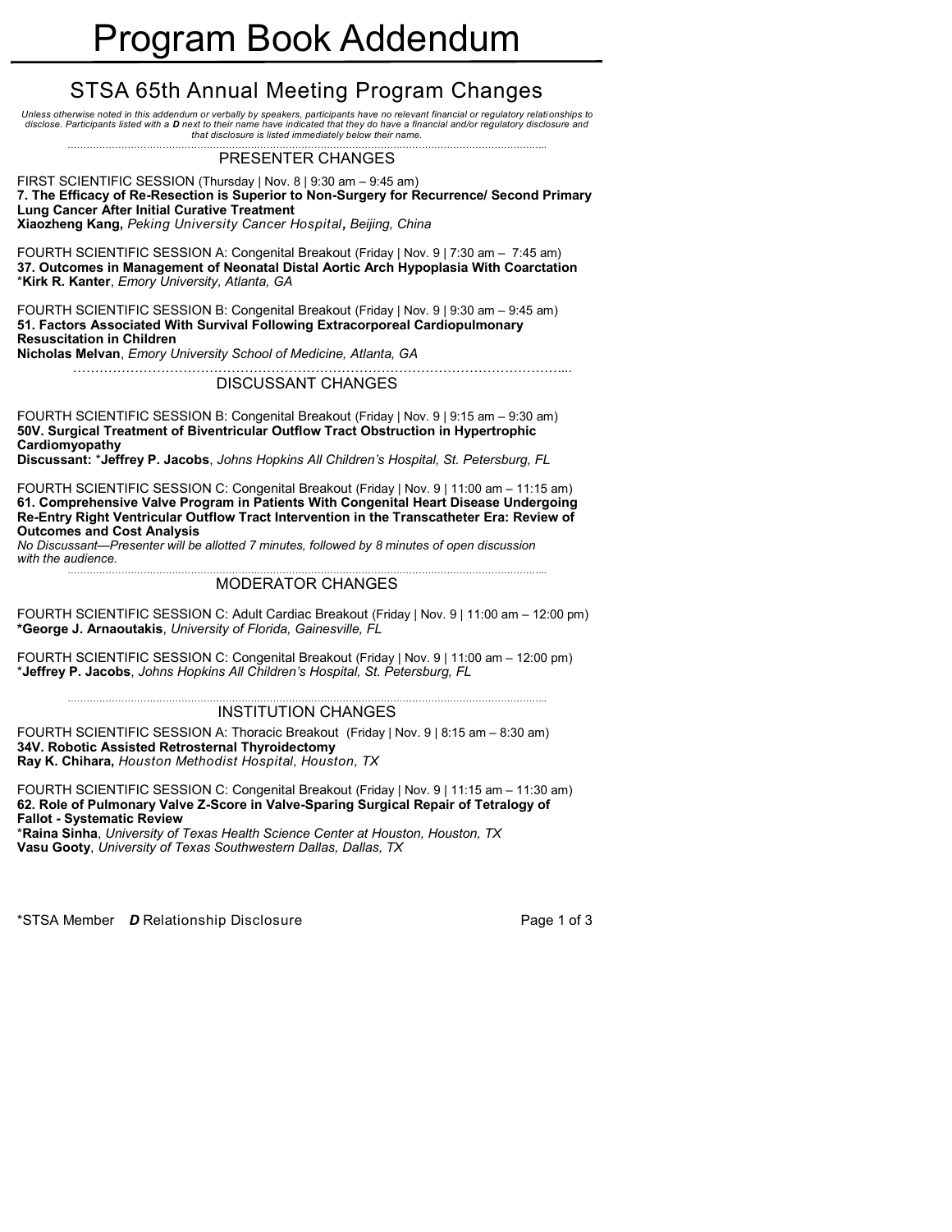# Program Book Addendum

## STSA 65th Annual Meeting Program Changes

*Unless otherwise noted in this addendum or verbally by speakers, participants have no relevant financial or regulatory relationships to disclose. Participants listed with a **D** next to their name have indicated that they do have a financial and/or regulatory disclosure and that disclosure is listed immediately below their name.*

### PRESENTER CHANGES

FIRST SCIENTIFIC SESSION (Thursday | Nov. 8 | 9:30 am – 9:45 am)
**7. The Efficacy of Re-Resection is Superior to Non-Surgery for Recurrence/ Second Primary Lung Cancer After Initial Curative Treatment**
**Xiaozheng Kang,** *Peking University Cancer Hospital, Beijing, China*

FOURTH SCIENTIFIC SESSION A: Congenital Breakout (Friday | Nov. 9 | 7:30 am – 7:45 am)
**37. Outcomes in Management of Neonatal Distal Aortic Arch Hypoplasia With Coarctation**
***Kirk R. Kanter**, *Emory University, Atlanta, GA*

FOURTH SCIENTIFIC SESSION B: Congenital Breakout (Friday | Nov. 9 | 9:30 am – 9:45 am)
**51. Factors Associated With Survival Following Extracorporeal Cardiopulmonary Resuscitation in Children**
**Nicholas Melvan**, *Emory University School of Medicine, Atlanta, GA*

### DISCUSSANT CHANGES

FOURTH SCIENTIFIC SESSION B: Congenital Breakout (Friday | Nov. 9 | 9:15 am – 9:30 am)
**50V. Surgical Treatment of Biventricular Outflow Tract Obstruction in Hypertrophic Cardiomyopathy**
**Discussant:** ***Jeffrey P. Jacobs**, *Johns Hopkins All Children's Hospital, St. Petersburg, FL*

FOURTH SCIENTIFIC SESSION C: Congenital Breakout (Friday | Nov. 9 | 11:00 am – 11:15 am)
**61. Comprehensive Valve Program in Patients With Congenital Heart Disease Undergoing Re-Entry Right Ventricular Outflow Tract Intervention in the Transcatheter Era: Review of Outcomes and Cost Analysis**
*No Discussant—Presenter will be allotted 7 minutes, followed by 8 minutes of open discussion with the audience.*

### MODERATOR CHANGES

FOURTH SCIENTIFIC SESSION C: Adult Cardiac Breakout (Friday | Nov. 9 | 11:00 am – 12:00 pm)
***George J. Arnaoutakis**, *University of Florida, Gainesville, FL*

FOURTH SCIENTIFIC SESSION C: Congenital Breakout (Friday | Nov. 9 | 11:00 am – 12:00 pm)
***Jeffrey P. Jacobs**, *Johns Hopkins All Children's Hospital, St. Petersburg, FL*

### INSTITUTION CHANGES

FOURTH SCIENTIFIC SESSION A: Thoracic Breakout (Friday | Nov. 9 | 8:15 am – 8:30 am)
**34V. Robotic Assisted Retrosternal Thyroidectomy**
**Ray K. Chihara,** *Houston Methodist Hospital, Houston, TX*

FOURTH SCIENTIFIC SESSION C: Congenital Breakout (Friday | Nov. 9 | 11:15 am – 11:30 am)
**62. Role of Pulmonary Valve Z-Score in Valve-Sparing Surgical Repair of Tetralogy of Fallot - Systematic Review**
***Raina Sinha**, *University of Texas Health Science Center at Houston, Houston, TX*
**Vasu Gooty**, *University of Texas Southwestern Dallas, Dallas, TX*

*STSA Member **D** Relationship Disclosure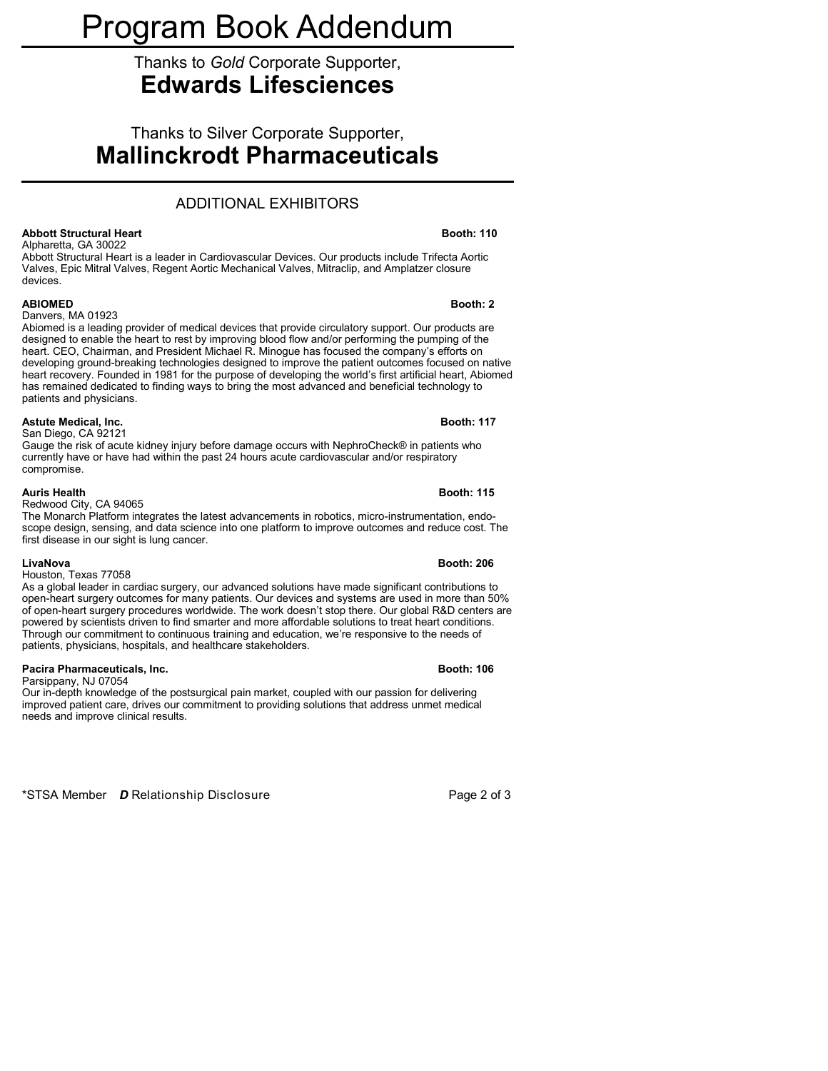# Program Book Addendum

Thanks to *Gold* Corporate Supporter,

## Edwards Lifesciences

Thanks to Silver Corporate Supporter,

## Mallinckrodt Pharmaceuticals

### ADDITIONAL EXHIBITORS

**Abbott Structural Heart** **Booth: 110**
Alpharetta, GA 30022
Abbott Structural Heart is a leader in Cardiovascular Devices. Our products include Trifecta Aortic Valves, Epic Mitral Valves, Regent Aortic Mechanical Valves, Mitraclip, and Amplatzer closure devices.

**ABIOMED** **Booth: 2**
Danvers, MA 01923
Abiomed is a leading provider of medical devices that provide circulatory support. Our products are designed to enable the heart to rest by improving blood flow and/or performing the pumping of the heart. CEO, Chairman, and President Michael R. Minogue has focused the company's efforts on developing ground-breaking technologies designed to improve the patient outcomes focused on native heart recovery. Founded in 1981 for the purpose of developing the world's first artificial heart, Abiomed has remained dedicated to finding ways to bring the most advanced and beneficial technology to patients and physicians.

**Astute Medical, Inc.** **Booth: 117**
San Diego, CA 92121
Gauge the risk of acute kidney injury before damage occurs with NephroCheck® in patients who currently have or have had within the past 24 hours acute cardiovascular and/or respiratory compromise.

**Auris Health** **Booth: 115**
Redwood City, CA 94065
The Monarch Platform integrates the latest advancements in robotics, micro-instrumentation, endoscope design, sensing, and data science into one platform to improve outcomes and reduce cost. The first disease in our sight is lung cancer.

**LivaNova** **Booth: 206**
Houston, Texas 77058
As a global leader in cardiac surgery, our advanced solutions have made significant contributions to open-heart surgery outcomes for many patients. Our devices and systems are used in more than 50% of open-heart surgery procedures worldwide. The work doesn't stop there. Our global R&D centers are powered by scientists driven to find smarter and more affordable solutions to treat heart conditions. Through our commitment to continuous training and education, we're responsive to the needs of patients, physicians, hospitals, and healthcare stakeholders.

**Pacira Pharmaceuticals, Inc.** **Booth: 106**
Parsippany, NJ 07054
Our in-depth knowledge of the postsurgical pain market, coupled with our passion for delivering improved patient care, drives our commitment to providing solutions that address unmet medical needs and improve clinical results.

*STSA Member ***D*** Relationship Disclosure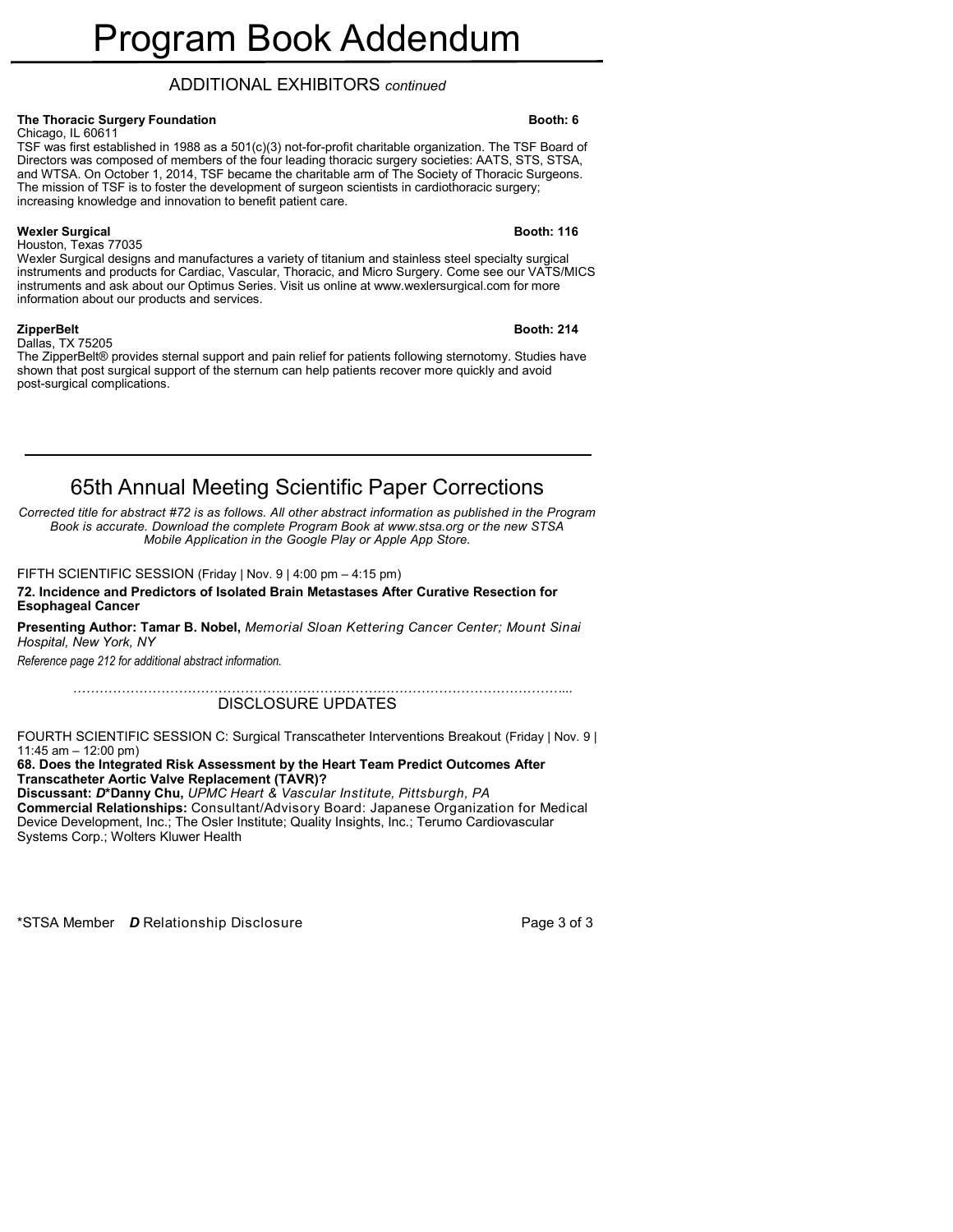# Program Book Addendum

## ADDITIONAL EXHIBITORS *continued*

**The Thoracic Surgery Foundation** **Booth: 6**
Chicago, IL 60611
TSF was first established in 1988 as a 501(c)(3) not-for-profit charitable organization. The TSF Board of Directors was composed of members of the four leading thoracic surgery societies: AATS, STS, STSA, and WTSA. On October 1, 2014, TSF became the charitable arm of The Society of Thoracic Surgeons. The mission of TSF is to foster the development of surgeon scientists in cardiothoracic surgery; increasing knowledge and innovation to benefit patient care.

**Wexler Surgical** **Booth: 116**
Houston, Texas 77035
Wexler Surgical designs and manufactures a variety of titanium and stainless steel specialty surgical instruments and products for Cardiac, Vascular, Thoracic, and Micro Surgery. Come see our VATS/MICS instruments and ask about our Optimus Series. Visit us online at www.wexlersurgical.com for more information about our products and services.

**ZipperBelt** **Booth: 214**
Dallas, TX 75205
The ZipperBelt® provides sternal support and pain relief for patients following sternotomy. Studies have shown that post surgical support of the sternum can help patients recover more quickly and avoid post-surgical complications.

---

## 65th Annual Meeting Scientific Paper Corrections

*Corrected title for abstract #72 is as follows. All other abstract information as published in the Program Book is accurate. Download the complete Program Book at www.stsa.org or the new STSA Mobile Application in the Google Play or Apple App Store.*

FIFTH SCIENTIFIC SESSION (Friday | Nov. 9 | 4:00 pm – 4:15 pm)

**72. Incidence and Predictors of Isolated Brain Metastases After Curative Resection for Esophageal Cancer**

**Presenting Author: Tamar B. Nobel,** *Memorial Sloan Kettering Cancer Center; Mount Sinai Hospital, New York, NY*

*Reference page 212 for additional abstract information.*

## DISCLOSURE UPDATES

FOURTH SCIENTIFIC SESSION C: Surgical Transcatheter Interventions Breakout (Friday | Nov. 9 | 11:45 am – 12:00 pm)

**68. Does the Integrated Risk Assessment by the Heart Team Predict Outcomes After Transcatheter Aortic Valve Replacement (TAVR)?**

**Discussant: *D*\*Danny Chu,** *UPMC Heart & Vascular Institute, Pittsburgh, PA*

**Commercial Relationships:** Consultant/Advisory Board: Japanese Organization for Medical Device Development, Inc.; The Osler Institute; Quality Insights, Inc.; Terumo Cardiovascular Systems Corp.; Wolters Kluwer Health

*STSA Member ***D*** Relationship Disclosure